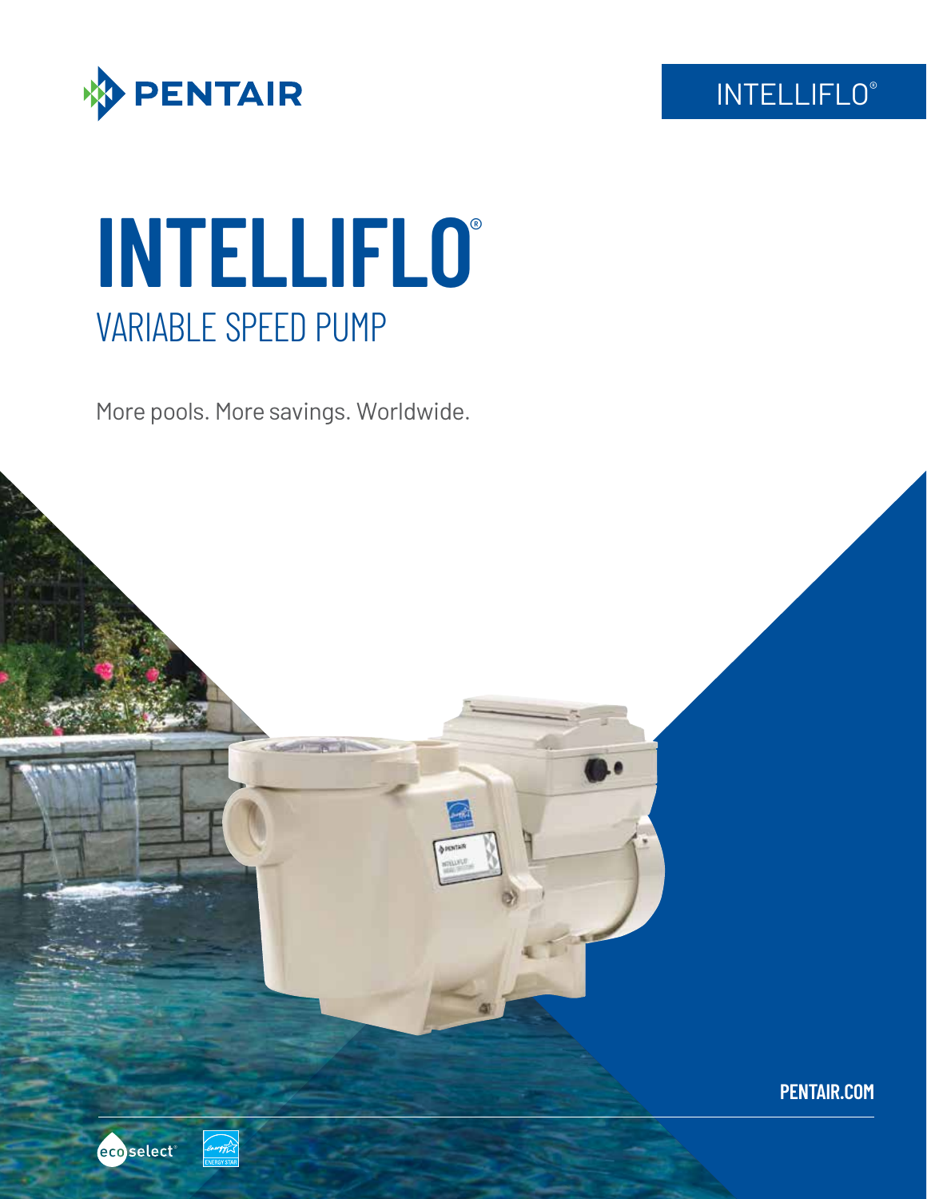PENTAIR

INTELLIFLO®

# INTELLIFLO®

## VARIABLE SPEED PUMP

More pools. More savings. Worldwide.

PENTAIR.COM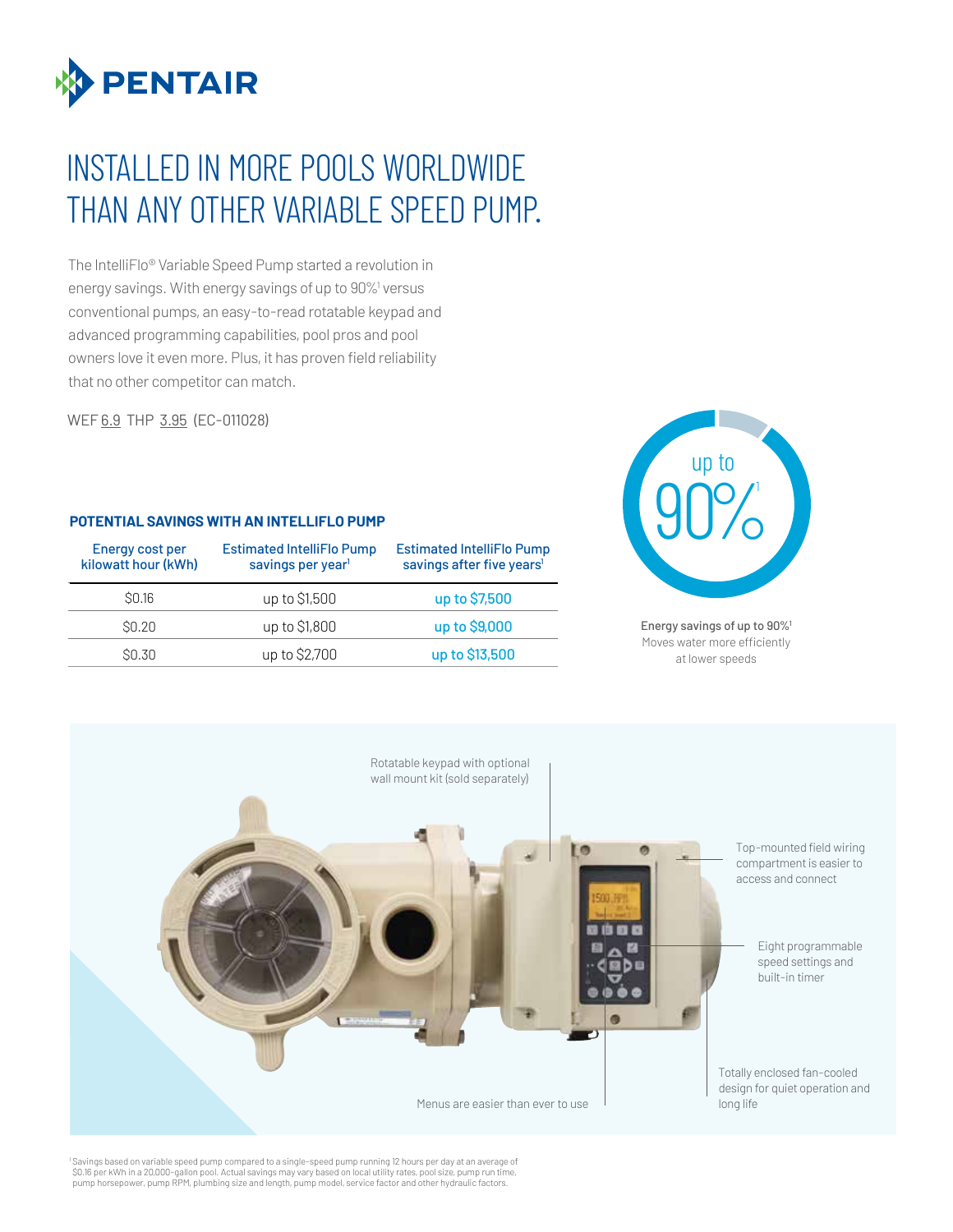# INSTALLED IN MORE POOLS WORLDWIDE THAN ANY OTHER VARIABLE SPEED PUMP.

The IntelliFlo® Variable Speed Pump started a revolution in energy savings. With energy savings of up to 90%[1] versus conventional pumps, an easy-to-read rotatable keypad and advanced programming capabilities, pool pros and pool owners love it even more. Plus, it has proven field reliability that no other competitor can match.

WEF 6.9 THP 3.95 (EC-011028)

**POTENTIAL SAVINGS WITH AN INTELLIFLO PUMP**

| Energy cost per kilowatt hour (kWh) | Estimated IntelliFlo Pump savings per year[1] | Estimated IntelliFlo Pump savings after five years[1] |
|---|---|---|
| $0.16 | up to $1,500 | up to $7,500 |
| $0.20 | up to $1,800 | up to $9,000 |
| $0.30 | up to $2,700 | up to $13,500 |

up to 90%[1]

**Energy savings of up to 90%[1]**
Moves water more efficiently at lower speeds

Rotatable keypad with optional wall mount kit (sold separately)

Top-mounted field wiring compartment is easier to access and connect

Eight programmable speed settings and built-in timer

Totally enclosed fan-cooled design for quiet operation and long life

Menus are easier than ever to use

[1] Savings based on variable speed pump compared to a single-speed pump running 12 hours per day at an average of $0.16 per kWh in a 20,000-gallon pool. Actual savings may vary based on local utility rates, pool size, pump run time, pump horsepower, pump RPM, plumbing size and length, pump model, service factor and other hydraulic factors.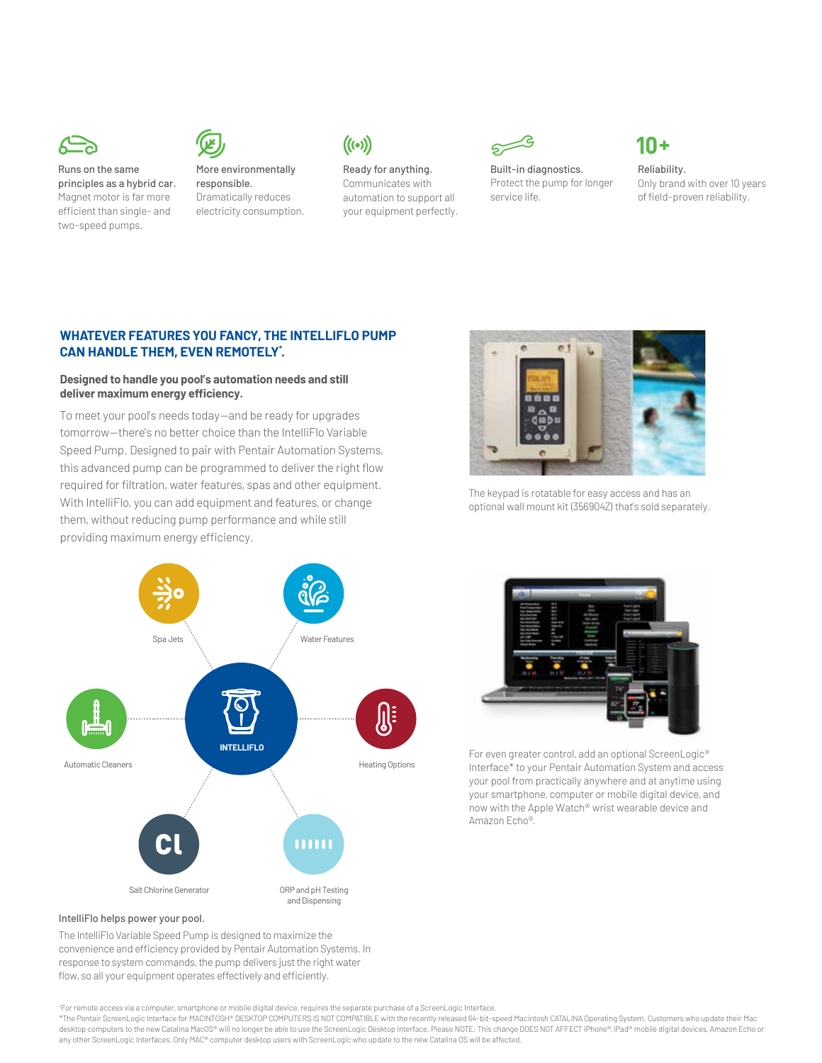Runs on the same principles as a hybrid car. Magnet motor is far more efficient than single- and two-speed pumps.

More environmentally responsible. Dramatically reduces electricity consumption.

Ready for anything. Communicates with automation to support all your equipment perfectly.

Built-in diagnostics. Protect the pump for longer service life.

10+

Reliability. Only brand with over 10 years of field-proven reliability.

## WHATEVER FEATURES YOU FANCY, THE INTELLIFLO PUMP CAN HANDLE THEM, EVEN REMOTELY[*].

**Designed to handle you pool's automation needs and still deliver maximum energy efficiency.**

To meet your pool's needs today—and be ready for upgrades tomorrow—there's no better choice than the IntelliFlo Variable Speed Pump. Designed to pair with Pentair Automation Systems, this advanced pump can be programmed to deliver the right flow required for filtration, water features, spas and other equipment. With IntelliFlo, you can add equipment and features, or change them, without reducing pump performance and while still providing maximum energy efficiency.

The keypad is rotatable for easy access and has an optional wall mount kit (356904Z) that's sold separately.

Spa Jets

Water Features

Automatic Cleaners

INTELLIFLO

Heating Options

Salt Chlorine Generator

ORP and pH Testing and Dispensing

For even greater control, add an optional ScreenLogic® Interface* to your Pentair Automation System and access your pool from practically anywhere and at anytime using your smartphone, computer or mobile digital device, and now with the Apple Watch® wrist wearable device and Amazon Echo®.

IntelliFlo helps power your pool.

The IntelliFlo Variable Speed Pump is designed to maximize the convenience and efficiency provided by Pentair Automation Systems. In response to system commands, the pump delivers just the right water flow, so all your equipment operates effectively and efficiently.

[*]For remote access via a computer, smartphone or mobile digital device, requires the separate purchase of a ScreenLogic Interface.

*The Pentair ScreenLogic Interface for MACINTOSH® DESKTOP COMPUTERS IS NOT COMPATIBLE with the recently released 64-bit-speed Macintosh CATALINA Operating System. Customers who update their Mac desktop computers to the new Catalina MacOS® will no longer be able to use the ScreenLogic Desktop Interface. Please NOTE: This change DOES NOT AFFECT iPhone®, iPad® mobile digital devices, Amazon Echo or any other ScreenLogic Interfaces. Only MAC® computer desktop users with ScreenLogic who update to the new Catalina OS will be affected.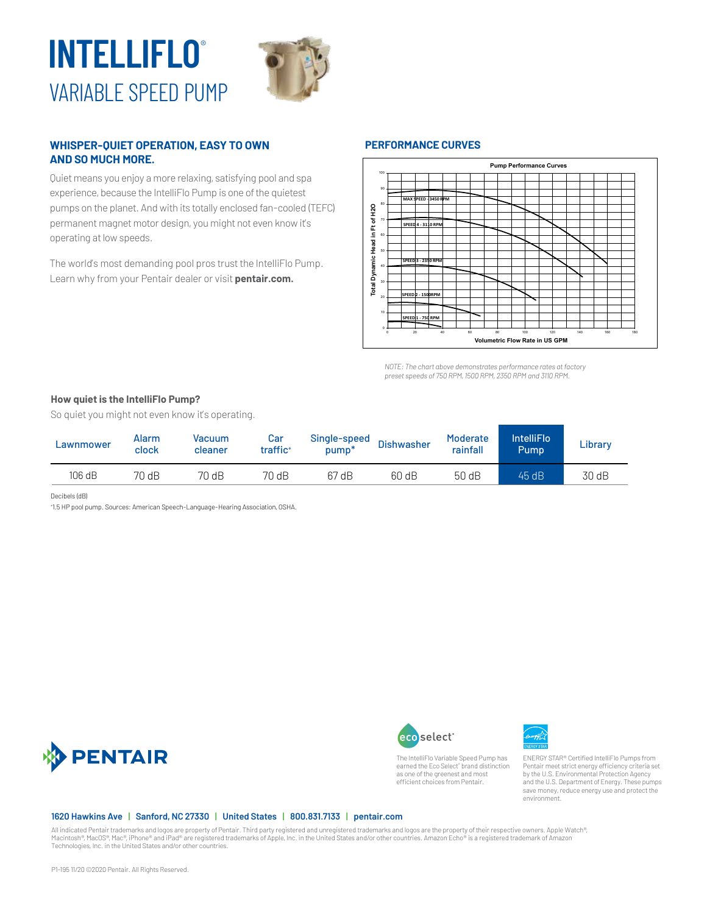# INTELLIFLO®

VARIABLE SPEED PUMP

## WHISPER-QUIET OPERATION, EASY TO OWN AND SO MUCH MORE.

Quiet means you enjoy a more relaxing, satisfying pool and spa experience, because the IntelliFlo Pump is one of the quietest pumps on the planet. And with its totally enclosed fan-cooled (TEFC) permanent magnet motor design, you might not even know it's operating at low speeds.

The world's most demanding pool pros trust the IntelliFlo Pump. Learn why from your Pentair dealer or visit **pentair.com.**

## PERFORMANCE CURVES

Pump Performance Curves

Total Dynamic Head in Ft of H2O

100
90
80
70
60
50
40
30
20
10
0

MAX SPEED - 3450 RPM
SPEED 4 - 3110 RPM
SPEED 3 - 2350 RPM
SPEED 2 - 1500RPM
SPEED 1 - 750 RPM

0 20 40 60 80 100 120 140 160 180

Volumetric Flow Rate in US GPM

*NOTE: The chart above demonstrates performance rates at factory preset speeds of 750 RPM, 1500 RPM, 2350 RPM and 3110 RPM.*

### How quiet is the IntelliFlo Pump?

So quiet you might not even know it's operating.

| Lawnmower | Alarm clock | Vacuum cleaner | Car traffic[+] | Single-speed pump* | Dishwasher | Moderate rainfall | IntelliFlo Pump | Library |
|---|---|---|---|---|---|---|---|---|
| 106 dB | 70 dB | 70 dB | 70 dB | 67 dB | 60 dB | 50 dB | 45 dB | 30 dB |

Decibels (dB)

*1.5 HP pool pump. Sources: American Speech-Language-Hearing Association, OSHA.

PENTAIR

ecoselect®

The IntelliFlo Variable Speed Pump has earned the Eco Select® brand distinction as one of the greenest and most efficient choices from Pentair.

ENERGY STAR® Certified IntelliFlo Pumps from Pentair meet strict energy efficiency criteria set by the U.S. Environmental Protection Agency and the U.S. Department of Energy. These pumps save money, reduce energy use and protect the environment.

**1620 Hawkins Ave | Sanford, NC 27330 | United States | 800.831.7133 | pentair.com**

All indicated Pentair trademarks and logos are property of Pentair. Third party registered and unregistered trademarks and logos are the property of their respective owners. Apple Watch®, Macintosh®, MacOS®, Mac®, iPhone® and iPad® are registered trademarks of Apple, Inc. in the United States and/or other countries. Amazon Echo® is a registered trademark of Amazon Technologies, Inc. in the United States and/or other countries.

P1-195 11/20 ©2020 Pentair. All Rights Reserved.